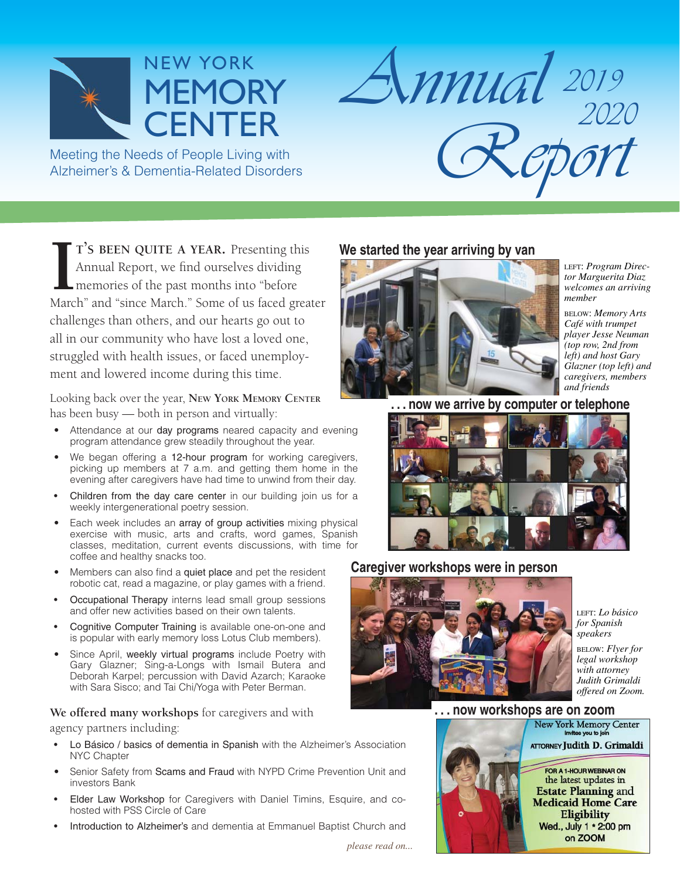# NEW YORK MEMORY CENTER

Meeting the Needs of People Living with Alzheimer's & Dementia-Related Disorders

# Annual Report 2019 2020

IT'S BEEN QUITE A YEAR. Presenting this Annual Report, we find ourselves dividing memories of the past months into "before March" and "since March." Some of us faced greater challenges than others, and our hearts go out to all in our community who have lost a loved one, struggled with health issues, or faced unemployment and lowered income during this time.

Looking back over the year, **New York Memory Center** has been busy — both in person and virtually:

- Attendance at our day programs neared capacity and evening program attendance grew steadily throughout the year.
- We began offering a 12-hour program for working caregivers, picking up members at 7 a.m. and getting them home in the evening after caregivers have had time to unwind from their day.
- Children from the day care center in our building join us for a weekly intergenerational poetry session.
- Each week includes an array of group activities mixing physical exercise with music, arts and crafts, word games, Spanish classes, meditation, current events discussions, with time for coffee and healthy snacks too.
- Members can also find a quiet place and pet the resident robotic cat, read a magazine, or play games with a friend.
- Occupational Therapy interns lead small group sessions and offer new activities based on their own talents.
- Cognitive Computer Training is available one-on-one and is popular with early memory loss Lotus Club members).
- Since April, weekly virtual programs include Poetry with Gary Glazner; Sing-a-Longs with Ismail Butera and Deborah Karpel; percussion with David Azarch; Karaoke with Sara Sisco; and Tai Chi/Yoga with Peter Berman.

**We offered many workshops** for caregivers and with agency partners including:

- Lo Básico / basics of dementia in Spanish with the Alzheimer's Association NYC Chapter
- Senior Safety from Scams and Fraud with NYPD Crime Prevention Unit and investors Bank
- Elder Law Workshop for Caregivers with Daniel Timins, Esquire, and co-hosted with PSS Circle of Care
- Introduction to Alzheimer's and dementia at Emmanuel Baptist Church and

*please read on...*

## We started the year arriving by van

LEFT: *Program Director Marguerita Diaz welcomes an arriving member*

BELOW: *Memory Arts Café with trumpet player Jesse Neuman (top row, 2nd from left) and host Gary Glazner (top left) and caregivers, members and friends*

## . . . now we arrive by computer or telephone

## Caregiver workshops were in person

LEFT: *Lo básico for Spanish speakers*

BELOW: *Flyer for legal workshop with attorney Judith Grimaldi offered on Zoom.*

## . . . now workshops are on zoom

New York Memory Center invites you to join ATTORNEY Judith D. Grimaldi FOR A 1-HOUR WEBINAR ON the latest updates in Estate Planning and Medicaid Home Care Eligibility Wed., July 1 • 2:00 pm on ZOOM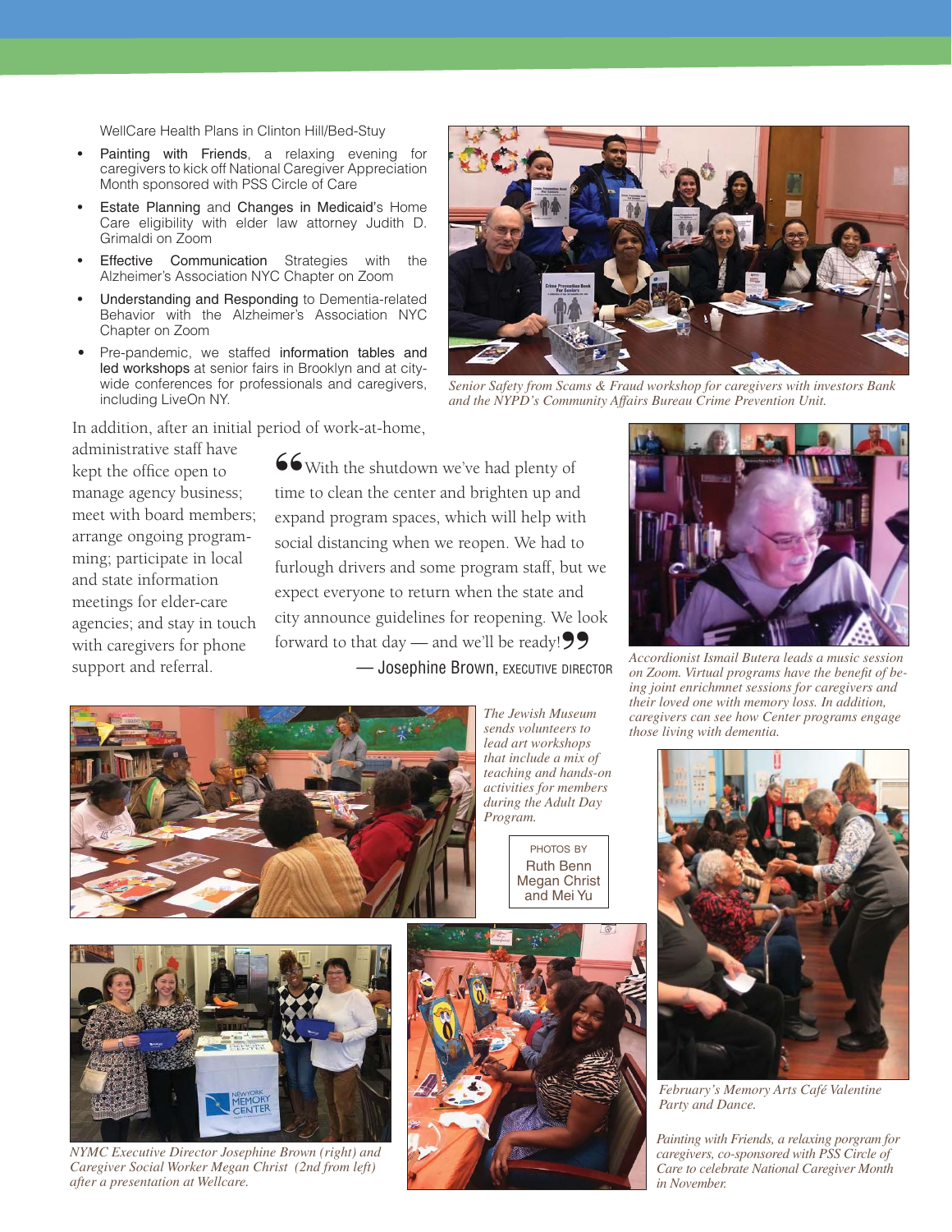WellCare Health Plans in Clinton Hill/Bed-Stuy

- Painting with Friends, a relaxing evening for caregivers to kick off National Caregiver Appreciation Month sponsored with PSS Circle of Care
- Estate Planning and Changes in Medicaid's Home Care eligibility with elder law attorney Judith D. Grimaldi on Zoom
- Effective Communication Strategies with the Alzheimer's Association NYC Chapter on Zoom
- Understanding and Responding to Dementia-related Behavior with the Alzheimer's Association NYC Chapter on Zoom
- Pre-pandemic, we staffed information tables and led workshops at senior fairs in Brooklyn and at city-wide conferences for professionals and caregivers, including LiveOn NY.

*Senior Safety from Scams & Fraud workshop for caregivers with investors Bank and the NYPD's Community Affairs Bureau Crime Prevention Unit.*

In addition, after an initial period of work-at-home, administrative staff have kept the office open to manage agency business; meet with board members; arrange ongoing programming; participate in local and state information meetings for elder-care agencies; and stay in touch with caregivers for phone support and referral.

> "With the shutdown we've had plenty of time to clean the center and brighten up and expand program spaces, which will help with social distancing when we reopen. We had to furlough drivers and some program staff, but we expect everyone to return when the state and city announce guidelines for reopening. We look forward to that day — and we'll be ready!"
>
> — Josephine Brown, EXECUTIVE DIRECTOR

*Accordionist Ismail Butera leads a music session on Zoom. Virtual programs have the benefit of being joint enrichmnet sessions for caregivers and their loved one with memory loss. In addition, caregivers can see how Center programs engage those living with dementia.*

*The Jewish Museum sends volunteers to lead art workshops that include a mix of teaching and hands-on activities for members during the Adult Day Program.*

PHOTOS BY
Ruth Benn
Megan Christ
and Mei Yu

*February's Memory Arts Café Valentine Party and Dance.*

*NYMC Executive Director Josephine Brown (right) and Caregiver Social Worker Megan Christ (2nd from left) after a presentation at Wellcare.*

*Painting with Friends, a relaxing porgram for caregivers, co-sponsored with PSS Circle of Care to celebrate National Caregiver Month in November.*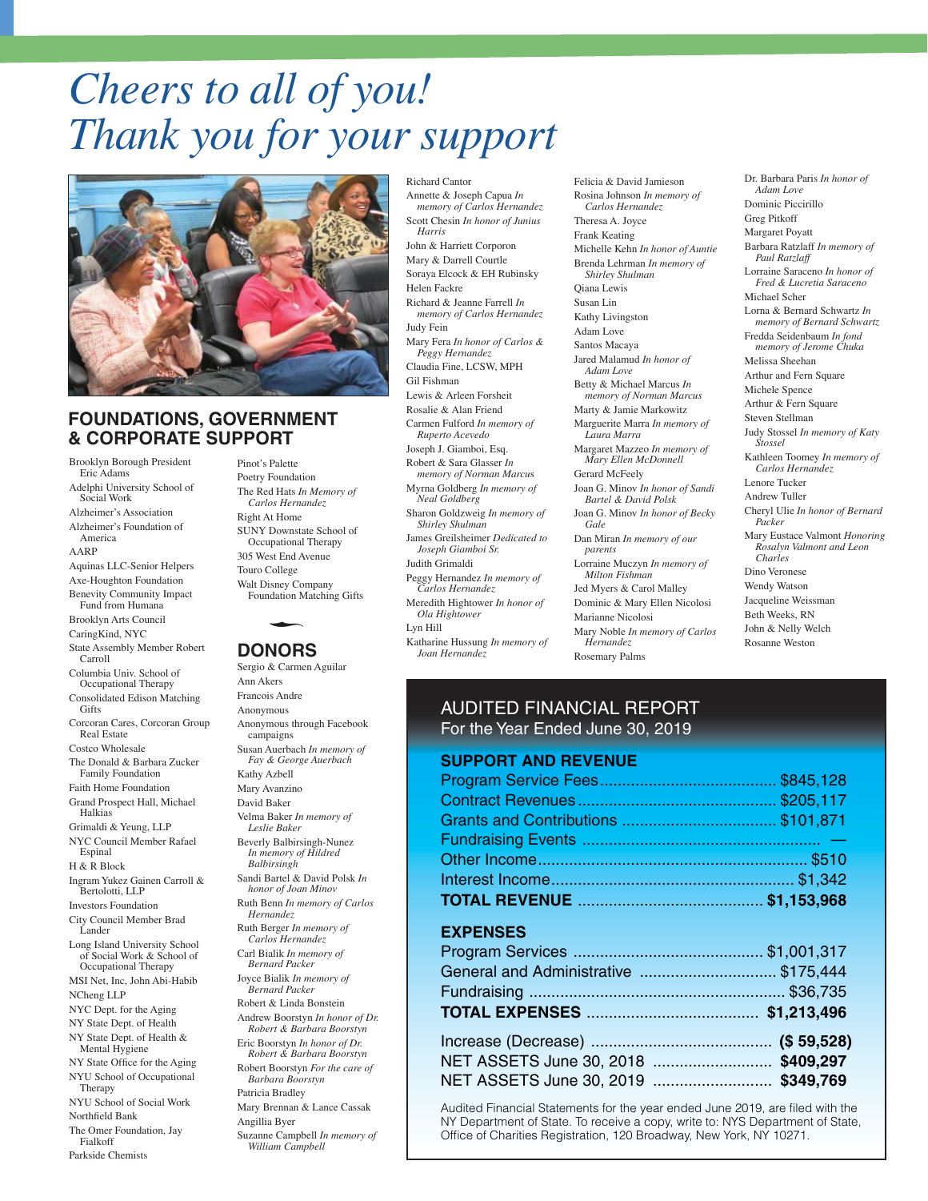# *Cheers to all of you! Thank you for your support*

## FOUNDATIONS, GOVERNMENT & CORPORATE SUPPORT

Brooklyn Borough President Eric Adams
Adelphi University School of Social Work
Alzheimer's Association
Alzheimer's Foundation of America
AARP
Aquinas LLC-Senior Helpers
Axe-Houghton Foundation
Benevity Community Impact Fund from Humana
Brooklyn Arts Council
CaringKind, NYC
State Assembly Member Robert Carroll
Columbia Univ. School of Occupational Therapy
Consolidated Edison Matching Gifts
Corcoran Cares, Corcoran Group Real Estate
Costco Wholesale
The Donald & Barbara Zucker Family Foundation
Faith Home Foundation
Grand Prospect Hall, Michael Halkias
Grimaldi & Yeung, LLP
NYC Council Member Rafael Espinal
H & R Block
Ingram Yukez Gainen Carroll & Bertolotti, LLP
Investors Foundation
City Council Member Brad Lander
Long Island University School of Social Work & School of Occupational Therapy
MSI Net, Inc, John Abi-Habib
NCheng LLP
NYC Dept. for the Aging
NY State Dept. of Health
NY State Dept. of Health & Mental Hygiene
NY State Office for the Aging
NYU School of Occupational Therapy
NYU School of Social Work
Northfield Bank
The Omer Foundation, Jay Fialkoff
Parkside Chemists
Pinot's Palette
Poetry Foundation
The Red Hats *In Memory of Carlos Hernandez*
Right At Home
SUNY Downstate School of Occupational Therapy
305 West End Avenue
Touro College
Walt Disney Company Foundation Matching Gifts

## DONORS

Sergio & Carmen Aguilar
Ann Akers
Francois Andre
Anonymous
Anonymous through Facebook campaigns
Susan Auerbach *In memory of Fay & George Auerbach*
Kathy Azbell
Mary Avanzino
David Baker
Velma Baker *In memory of Leslie Baker*
Beverly Balbirsingh-Nunez *In memory of Hildred Balbirsingh*
Sandi Bartel & David Polsk *In honor of Joan Minov*
Ruth Benn *In memory of Carlos Hernandez*
Ruth Berger *In memory of Carlos Hernandez*
Carl Bialik *In memory of Bernard Packer*
Joyce Bialik *In memory of Bernard Packer*
Robert & Linda Bonstein
Andrew Boorstyn *In honor of Dr. Robert & Barbara Boorstyn*
Eric Boorstyn *In honor of Dr. Robert & Barbara Boorstyn*
Robert Boorstyn *For the care of Barbara Boorstyn*
Patricia Bradley
Mary Brennan & Lance Cassak
Angillia Byer
Suzanne Campbell *In memory of William Campbell*
Richard Cantor
Annette & Joseph Capua *In memory of Carlos Hernandez*
Scott Chesin *In honor of Junius Harris*
John & Harriett Corporon
Mary & Darrell Courtle
Soraya Elcock & EH Rubinsky
Helen Fackre
Richard & Jeanne Farrell *In memory of Carlos Hernandez*
Judy Fein
Mary Fera *In honor of Carlos & Peggy Hernandez*
Claudia Fine, LCSW, MPH
Gil Fishman
Lewis & Arleen Forsheit
Rosalie & Alan Friend
Carmen Fulford *In memory of Ruperto Acevedo*
Joseph J. Giamboi, Esq.
Robert & Sara Glasser *In memory of Norman Marcus*
Myrna Goldberg *In memory of Neal Goldberg*
Sharon Goldzweig *In memory of Shirley Shulman*
James Greilsheimer *Dedicated to Joseph Giamboi Sr.*
Judith Grimaldi
Peggy Hernandez *In memory of Carlos Hernandez*
Meredith Hightower *In honor of Ola Hightower*
Lyn Hill
Katharine Hussung *In memory of Joan Hernandez*
Felicia & David Jamieson
Rosina Johnson *In memory of Carlos Hernandez*
Theresa A. Joyce
Frank Keating
Michelle Kehn *In honor of Auntie*
Brenda Lehrman *In memory of Shirley Shulman*
Qiana Lewis
Susan Lin
Kathy Livingston
Adam Love
Santos Macaya
Jared Malamud *In honor of Adam Love*
Betty & Michael Marcus *In memory of Norman Marcus*
Marty & Jamie Markowitz
Marguerite Marra *In memory of Laura Marra*
Margaret Mazzeo *In memory of Mary Ellen McDonnell*
Gerard McFeely
Joan G. Minov *In honor of Sandi Bartel & David Polsk*
Joan G. Minov *In honor of Becky Gale*
Dan Miran *In memory of our parents*
Lorraine Muczyn *In memory of Milton Fishman*
Jed Myers & Carol Malley
Dominic & Mary Ellen Nicolosi
Marianne Nicolosi
Mary Noble *In memory of Carlos Hernandez*
Rosemary Palms
Dr. Barbara Paris *In honor of Adam Love*
Dominic Piccirillo
Greg Pitkoff
Margaret Poyatt
Barbara Ratzlaff *In memory of Paul Ratzlaff*
Lorraine Saraceno *In honor of Fred & Lucretia Saraceno*
Michael Scher
Lorna & Bernard Schwartz *In memory of Bernard Schwartz*
Fredda Seidenbaum *In fond memory of Jerome Chuka*
Melissa Sheehan
Arthur and Fern Square
Michele Spence
Arthur & Fern Square
Steven Stellman
Judy Stossel *In memory of Katy Stossel*
Kathleen Toomey *In memory of Carlos Hernandez*
Lenore Tucker
Andrew Tuller
Cheryl Ulie *In honor of Bernard Packer*
Mary Eustace Valmont *Honoring Rosalyn Valmont and Leon Charles*
Dino Veronese
Wendy Watson
Jacqueline Weissman
Beth Weeks, RN
John & Nelly Welch
Rosanne Weston

## AUDITED FINANCIAL REPORT
For the Year Ended June 30, 2019

### SUPPORT AND REVENUE

| | |
|---|---|
| Program Service Fees | $845,128 |
| Contract Revenues | $205,117 |
| Grants and Contributions | $101,871 |
| Fundraising Events | — |
| Other Income | $510 |
| Interest Income | $1,342 |
| **TOTAL REVENUE** | **$1,153,968** |

### EXPENSES

| | |
|---|---|
| Program Services | $1,001,317 |
| General and Administrative | $175,444 |
| Fundraising | $36,735 |
| **TOTAL EXPENSES** | **$1,213,496** |

| | |
|---|---|
| Increase (Decrease) | **($ 59,528)** |
| NET ASSETS June 30, 2018 | **$409,297** |
| NET ASSETS June 30, 2019 | **$349,769** |

Audited Financial Statements for the year ended June 2019, are filed with the NY Department of State. To receive a copy, write to: NYS Department of State, Office of Charities Registration, 120 Broadway, New York, NY 10271.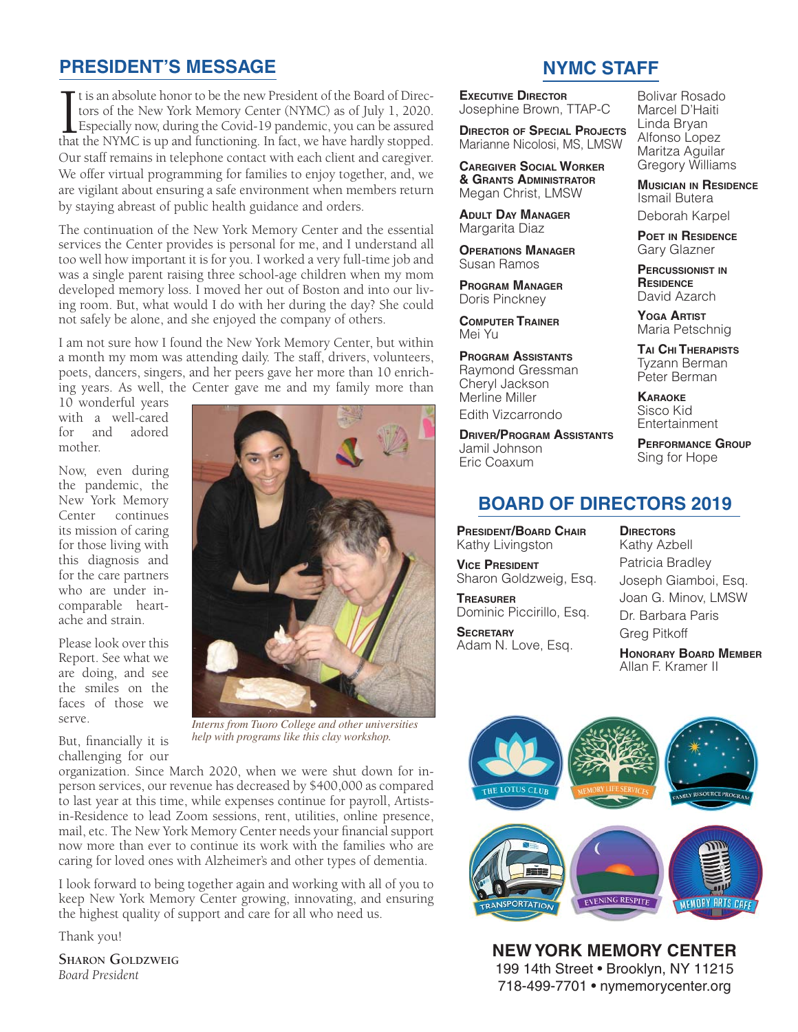## PRESIDENT'S MESSAGE

It is an absolute honor to be the new President of the Board of Directors of the New York Memory Center (NYMC) as of July 1, 2020. Especially now, during the Covid-19 pandemic, you can be assured that the NYMC is up and functioning. In fact, we have hardly stopped. Our staff remains in telephone contact with each client and caregiver. We offer virtual programming for families to enjoy together, and, we are vigilant about ensuring a safe environment when members return by staying abreast of public health guidance and orders.

The continuation of the New York Memory Center and the essential services the Center provides is personal for me, and I understand all too well how important it is for you. I worked a very full-time job and was a single parent raising three school-age children when my mom developed memory loss. I moved her out of Boston and into our living room. But, what would I do with her during the day? She could not safely be alone, and she enjoyed the company of others.

I am not sure how I found the New York Memory Center, but within a month my mom was attending daily. The staff, drivers, volunteers, poets, dancers, singers, and her peers gave her more than 10 enriching years. As well, the Center gave me and my family more than 10 wonderful years with a well-cared for and adored mother.

Now, even during the pandemic, the New York Memory Center continues its mission of caring for those living with this diagnosis and for the care partners who are under incomparable heartache and strain.

Please look over this Report. See what we are doing, and see the smiles on the faces of those we serve.

*Interns from Tuoro College and other universities help with programs like this clay workshop.*

But, financially it is challenging for our organization. Since March 2020, when we were shut down for in-person services, our revenue has decreased by $400,000 as compared to last year at this time, while expenses continue for payroll, Artists-in-Residence to lead Zoom sessions, rent, utilities, online presence, mail, etc. The New York Memory Center needs your financial support now more than ever to continue its work with the families who are caring for loved ones with Alzheimer's and other types of dementia.

I look forward to being together again and working with all of you to keep New York Memory Center growing, innovating, and ensuring the highest quality of support and care for all who need us.

Thank you!

**Sharon Goldzweig**
*Board President*

## NYMC STAFF

**Executive Director**
Josephine Brown, TTAP-C

**Director of Special Projects**
Marianne Nicolosi, MS, LMSW

**Caregiver Social Worker & Grants Administrator**
Megan Christ, LMSW

**Adult Day Manager**
Margarita Diaz

**Operations Manager**
Susan Ramos

**Program Manager**
Doris Pinckney

**Computer Trainer**
Mei Yu

**Program Assistants**
Raymond Gressman
Cheryl Jackson
Merline Miller
Edith Vizcarrondo

**Driver/Program Assistants**
Jamil Johnson
Eric Coaxum
Bolivar Rosado
Marcel D'Haiti
Linda Bryan
Alfonso Lopez
Maritza Aguilar
Gregory Williams

**Musician in Residence**
Ismail Butera
Deborah Karpel

**Poet in Residence**
Gary Glazner

**Percussionist in Residence**
David Azarch

**Yoga Artist**
Maria Petschnig

**Tai Chi Therapists**
Tyzann Berman
Peter Berman

**Karaoke**
Sisco Kid Entertainment

**Performance Group**
Sing for Hope

## BOARD OF DIRECTORS 2019

**President/Board Chair**
Kathy Livingston

**Vice President**
Sharon Goldzweig, Esq.

**Treasurer**
Dominic Piccirillo, Esq.

**Secretary**
Adam N. Love, Esq.

**Directors**
Kathy Azbell
Patricia Bradley
Joseph Giamboi, Esq.
Joan G. Minov, LMSW
Dr. Barbara Paris
Greg Pitkoff

**Honorary Board Member**
Allan F. Kramer II

THE LOTUS CLUB
MEMORY LIFE SERVICES
FAMILY RESOURCE PROGRAM
TRANSPORTATION
EVENING RESPITE
MEMORY ARTS CAFE

**NEW YORK MEMORY CENTER**
199 14th Street • Brooklyn, NY 11215
718-499-7701 • nymemorycenter.org